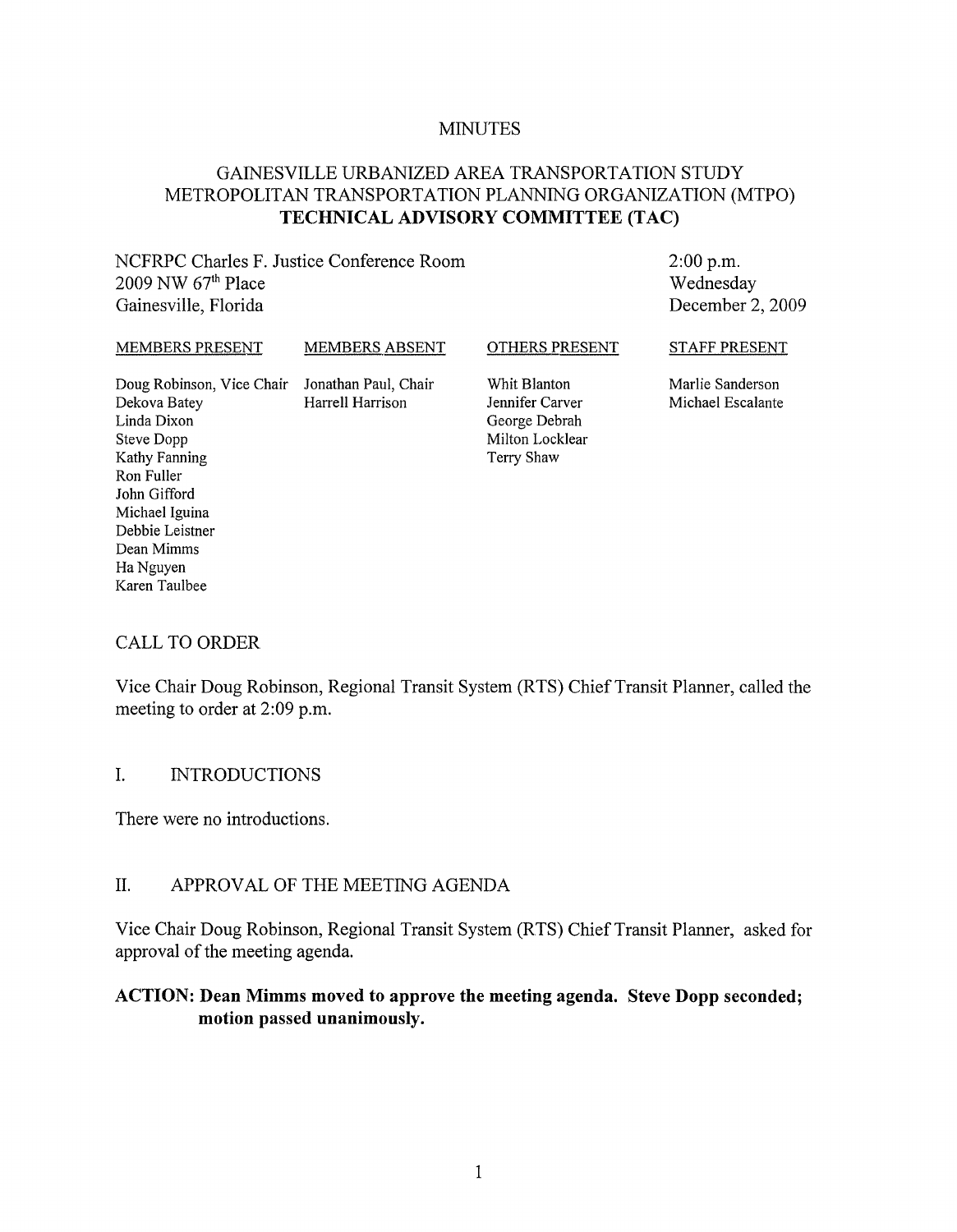MINUTES

GAINESVILLE URBANIZED AREA TRANSPORTATION STUDY
METROPOLITAN TRANSPORTATION PLANNING ORGANIZATION (MTPO)
**TECHNICAL ADVISORY COMMITTEE (TAC)**

NCFRPC Charles F. Justice Conference Room
2009 NW 67th Place
Gainesville, Florida

2:00 p.m.
Wednesday
December 2, 2009

| MEMBERS PRESENT | MEMBERS ABSENT | OTHERS PRESENT | STAFF PRESENT |
|---|---|---|---|
| Doug Robinson, Vice Chair | Jonathan Paul, Chair | Whit Blanton | Marlie Sanderson |
| Dekova Batey | Harrell Harrison | Jennifer Carver | Michael Escalante |
| Linda Dixon | | George Debrah | |
| Steve Dopp | | Milton Locklear | |
| Kathy Fanning | | Terry Shaw | |
| Ron Fuller | | | |
| John Gifford | | | |
| Michael Iguina | | | |
| Debbie Leistner | | | |
| Dean Mimms | | | |
| Ha Nguyen | | | |
| Karen Taulbee | | | |

## CALL TO ORDER

Vice Chair Doug Robinson, Regional Transit System (RTS) Chief Transit Planner, called the meeting to order at 2:09 p.m.

## I. INTRODUCTIONS

There were no introductions.

## II. APPROVAL OF THE MEETING AGENDA

Vice Chair Doug Robinson, Regional Transit System (RTS) Chief Transit Planner, asked for approval of the meeting agenda.

**ACTION: Dean Mimms moved to approve the meeting agenda. Steve Dopp seconded; motion passed unanimously.**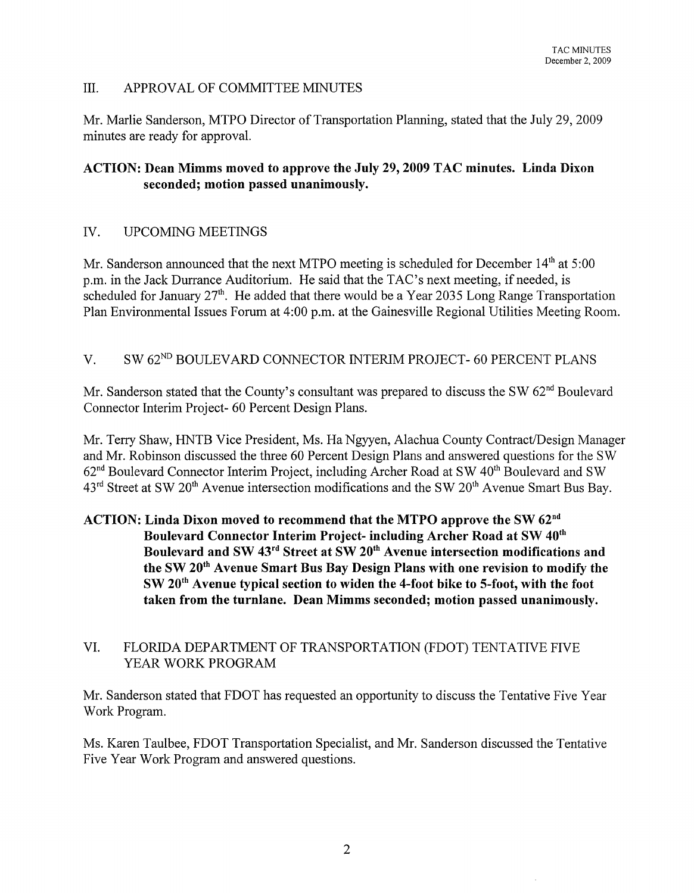## III. APPROVAL OF COMMITTEE MINUTES

Mr. Marlie Sanderson, MTPO Director of Transportation Planning, stated that the July 29, 2009 minutes are ready for approval.

**ACTION: Dean Mimms moved to approve the July 29, 2009 TAC minutes. Linda Dixon seconded; motion passed unanimously.**

## IV. UPCOMING MEETINGS

Mr. Sanderson announced that the next MTPO meeting is scheduled for December 14th at 5:00 p.m. in the Jack Durrance Auditorium. He said that the TAC's next meeting, if needed, is scheduled for January 27th. He added that there would be a Year 2035 Long Range Transportation Plan Environmental Issues Forum at 4:00 p.m. at the Gainesville Regional Utilities Meeting Room.

## V. SW 62ND BOULEVARD CONNECTOR INTERIM PROJECT- 60 PERCENT PLANS

Mr. Sanderson stated that the County's consultant was prepared to discuss the SW 62nd Boulevard Connector Interim Project- 60 Percent Design Plans.

Mr. Terry Shaw, HNTB Vice President, Ms. Ha Ngyyen, Alachua County Contract/Design Manager and Mr. Robinson discussed the three 60 Percent Design Plans and answered questions for the SW 62nd Boulevard Connector Interim Project, including Archer Road at SW 40th Boulevard and SW 43rd Street at SW 20th Avenue intersection modifications and the SW 20th Avenue Smart Bus Bay.

**ACTION: Linda Dixon moved to recommend that the MTPO approve the SW 62nd Boulevard Connector Interim Project- including Archer Road at SW 40th Boulevard and SW 43rd Street at SW 20th Avenue intersection modifications and the SW 20th Avenue Smart Bus Bay Design Plans with one revision to modify the SW 20th Avenue typical section to widen the 4-foot bike to 5-foot, with the foot taken from the turnlane. Dean Mimms seconded; motion passed unanimously.**

## VI. FLORIDA DEPARTMENT OF TRANSPORTATION (FDOT) TENTATIVE FIVE YEAR WORK PROGRAM

Mr. Sanderson stated that FDOT has requested an opportunity to discuss the Tentative Five Year Work Program.

Ms. Karen Taulbee, FDOT Transportation Specialist, and Mr. Sanderson discussed the Tentative Five Year Work Program and answered questions.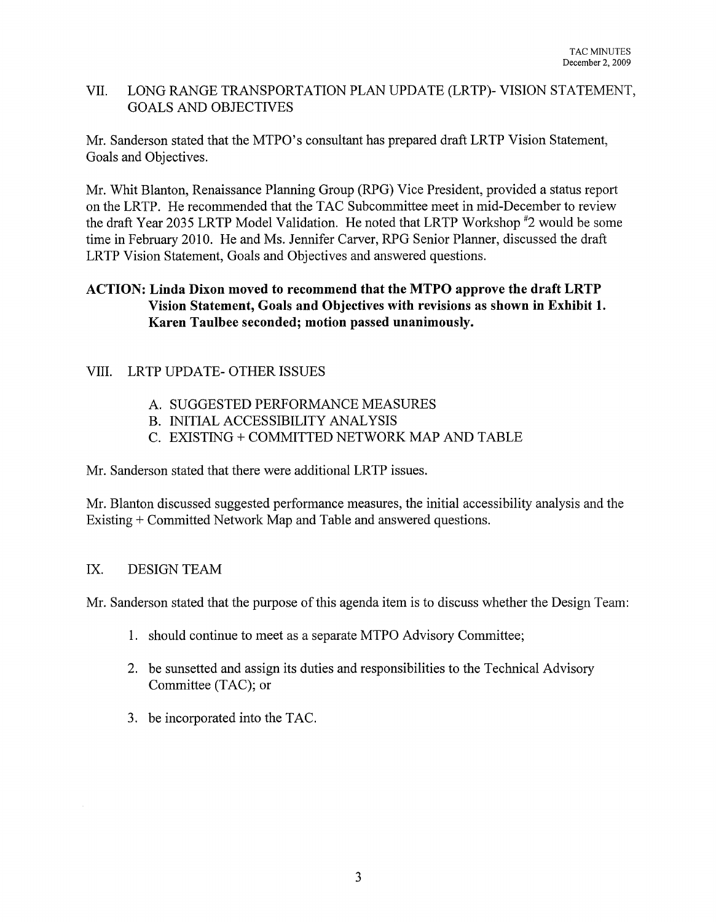## VII. LONG RANGE TRANSPORTATION PLAN UPDATE (LRTP)- VISION STATEMENT, GOALS AND OBJECTIVES

Mr. Sanderson stated that the MTPO's consultant has prepared draft LRTP Vision Statement, Goals and Objectives.

Mr. Whit Blanton, Renaissance Planning Group (RPG) Vice President, provided a status report on the LRTP. He recommended that the TAC Subcommittee meet in mid-December to review the draft Year 2035 LRTP Model Validation. He noted that LRTP Workshop #2 would be some time in February 2010. He and Ms. Jennifer Carver, RPG Senior Planner, discussed the draft LRTP Vision Statement, Goals and Objectives and answered questions.

**ACTION: Linda Dixon moved to recommend that the MTPO approve the draft LRTP Vision Statement, Goals and Objectives with revisions as shown in Exhibit 1. Karen Taulbee seconded; motion passed unanimously.**

## VIII. LRTP UPDATE- OTHER ISSUES

A. SUGGESTED PERFORMANCE MEASURES
B. INITIAL ACCESSIBILITY ANALYSIS
C. EXISTING + COMMITTED NETWORK MAP AND TABLE

Mr. Sanderson stated that there were additional LRTP issues.

Mr. Blanton discussed suggested performance measures, the initial accessibility analysis and the Existing + Committed Network Map and Table and answered questions.

## IX. DESIGN TEAM

Mr. Sanderson stated that the purpose of this agenda item is to discuss whether the Design Team:

1. should continue to meet as a separate MTPO Advisory Committee;
2. be sunsetted and assign its duties and responsibilities to the Technical Advisory Committee (TAC); or
3. be incorporated into the TAC.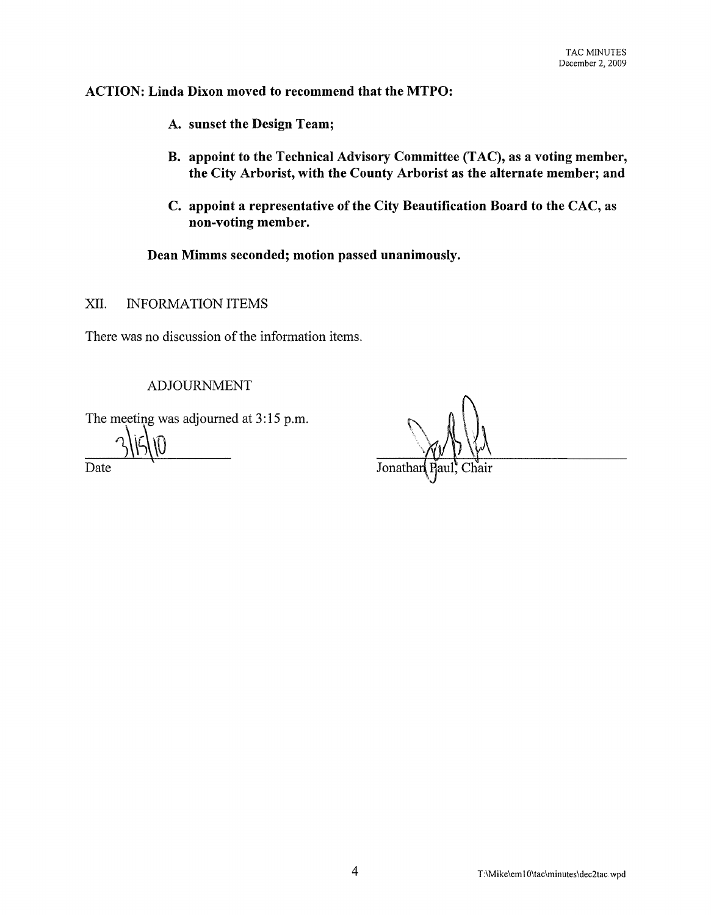**ACTION: Linda Dixon moved to recommend that the MTPO:**

**A. sunset the Design Team;**

**B. appoint to the Technical Advisory Committee (TAC), as a voting member, the City Arborist, with the County Arborist as the alternate member; and**

**C. appoint a representative of the City Beautification Board to the CAC, as non-voting member.**

**Dean Mimms seconded; motion passed unanimously.**

## XII. INFORMATION ITEMS

There was no discussion of the information items.

## ADJOURNMENT

The meeting was adjourned at 3:15 p.m.

3/15/10
Date

Jonathan Paul, Chair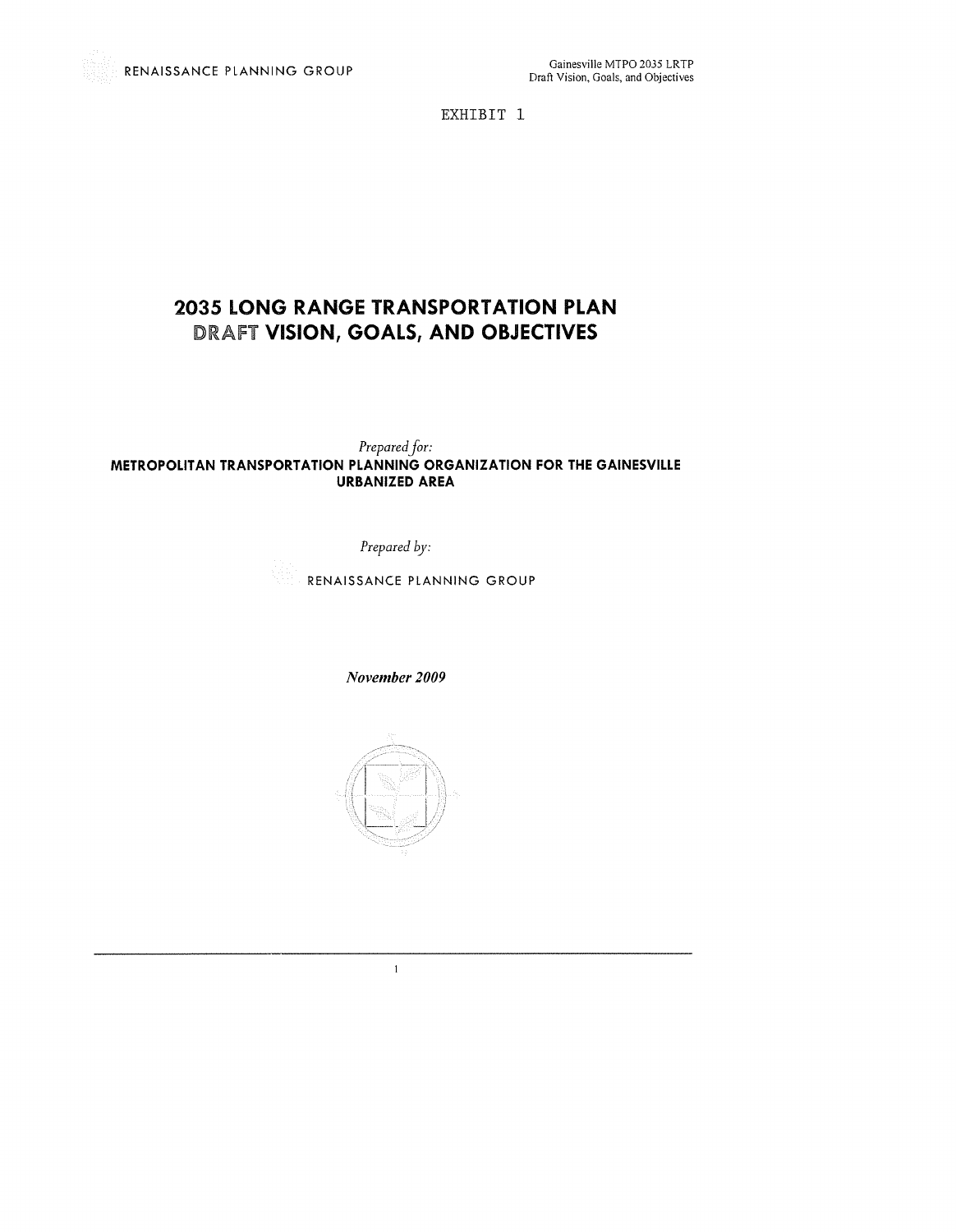EXHIBIT 1

# 2035 LONG RANGE TRANSPORTATION PLAN
# DRAFT VISION, GOALS, AND OBJECTIVES

*Prepared for:*

**METROPOLITAN TRANSPORTATION PLANNING ORGANIZATION FOR THE GAINESVILLE URBANIZED AREA**

*Prepared by:*

RENAISSANCE PLANNING GROUP

***November 2009***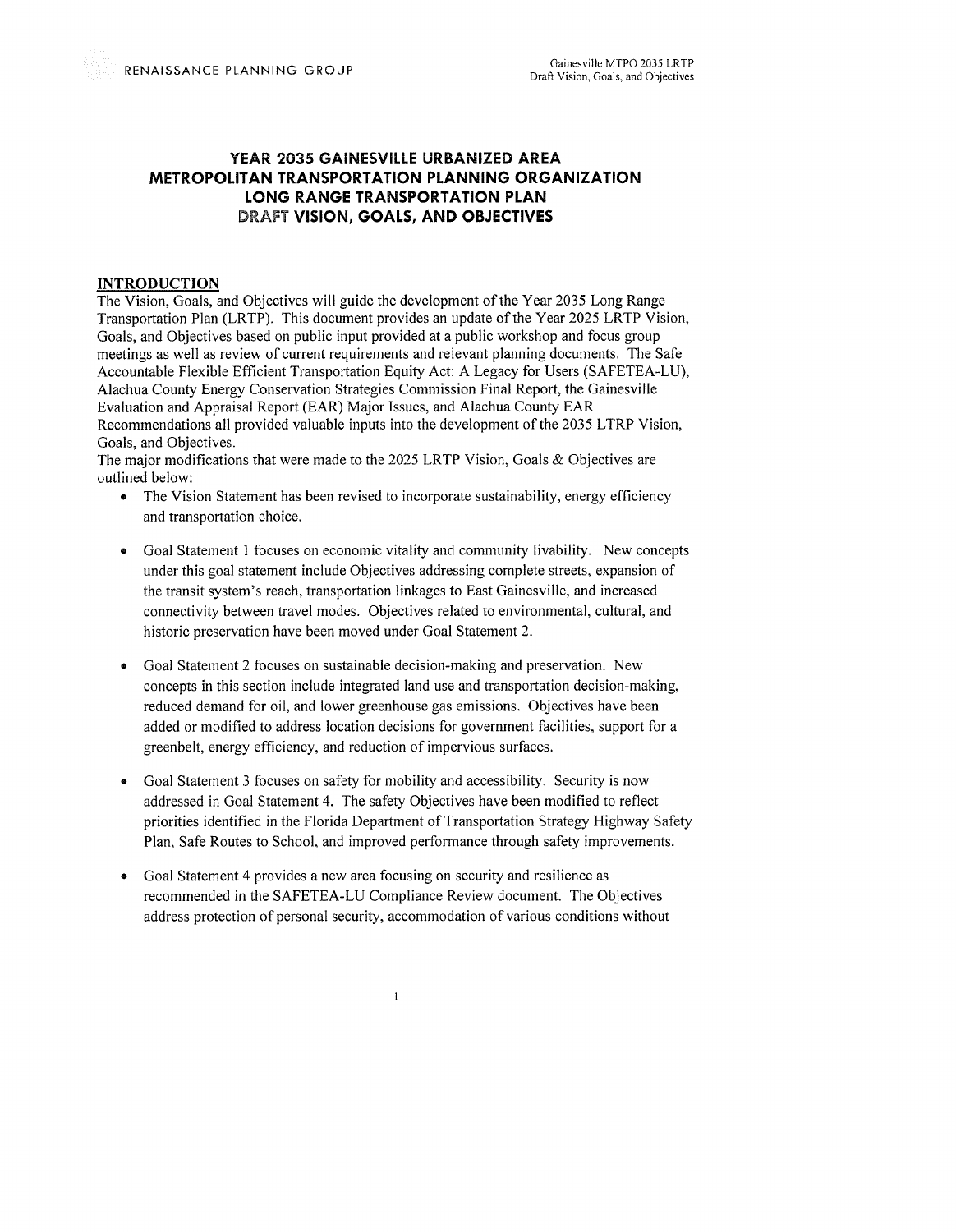# YEAR 2035 GAINESVILLE URBANIZED AREA METROPOLITAN TRANSPORTATION PLANNING ORGANIZATION LONG RANGE TRANSPORTATION PLAN DRAFT VISION, GOALS, AND OBJECTIVES

## INTRODUCTION

The Vision, Goals, and Objectives will guide the development of the Year 2035 Long Range Transportation Plan (LRTP). This document provides an update of the Year 2025 LRTP Vision, Goals, and Objectives based on public input provided at a public workshop and focus group meetings as well as review of current requirements and relevant planning documents. The Safe Accountable Flexible Efficient Transportation Equity Act: A Legacy for Users (SAFETEA-LU), Alachua County Energy Conservation Strategies Commission Final Report, the Gainesville Evaluation and Appraisal Report (EAR) Major Issues, and Alachua County EAR Recommendations all provided valuable inputs into the development of the 2035 LTRP Vision, Goals, and Objectives.

The major modifications that were made to the 2025 LRTP Vision, Goals & Objectives are outlined below:

- The Vision Statement has been revised to incorporate sustainability, energy efficiency and transportation choice.
- Goal Statement 1 focuses on economic vitality and community livability. New concepts under this goal statement include Objectives addressing complete streets, expansion of the transit system's reach, transportation linkages to East Gainesville, and increased connectivity between travel modes. Objectives related to environmental, cultural, and historic preservation have been moved under Goal Statement 2.
- Goal Statement 2 focuses on sustainable decision-making and preservation. New concepts in this section include integrated land use and transportation decision-making, reduced demand for oil, and lower greenhouse gas emissions. Objectives have been added or modified to address location decisions for government facilities, support for a greenbelt, energy efficiency, and reduction of impervious surfaces.
- Goal Statement 3 focuses on safety for mobility and accessibility. Security is now addressed in Goal Statement 4. The safety Objectives have been modified to reflect priorities identified in the Florida Department of Transportation Strategy Highway Safety Plan, Safe Routes to School, and improved performance through safety improvements.
- Goal Statement 4 provides a new area focusing on security and resilience as recommended in the SAFETEA-LU Compliance Review document. The Objectives address protection of personal security, accommodation of various conditions without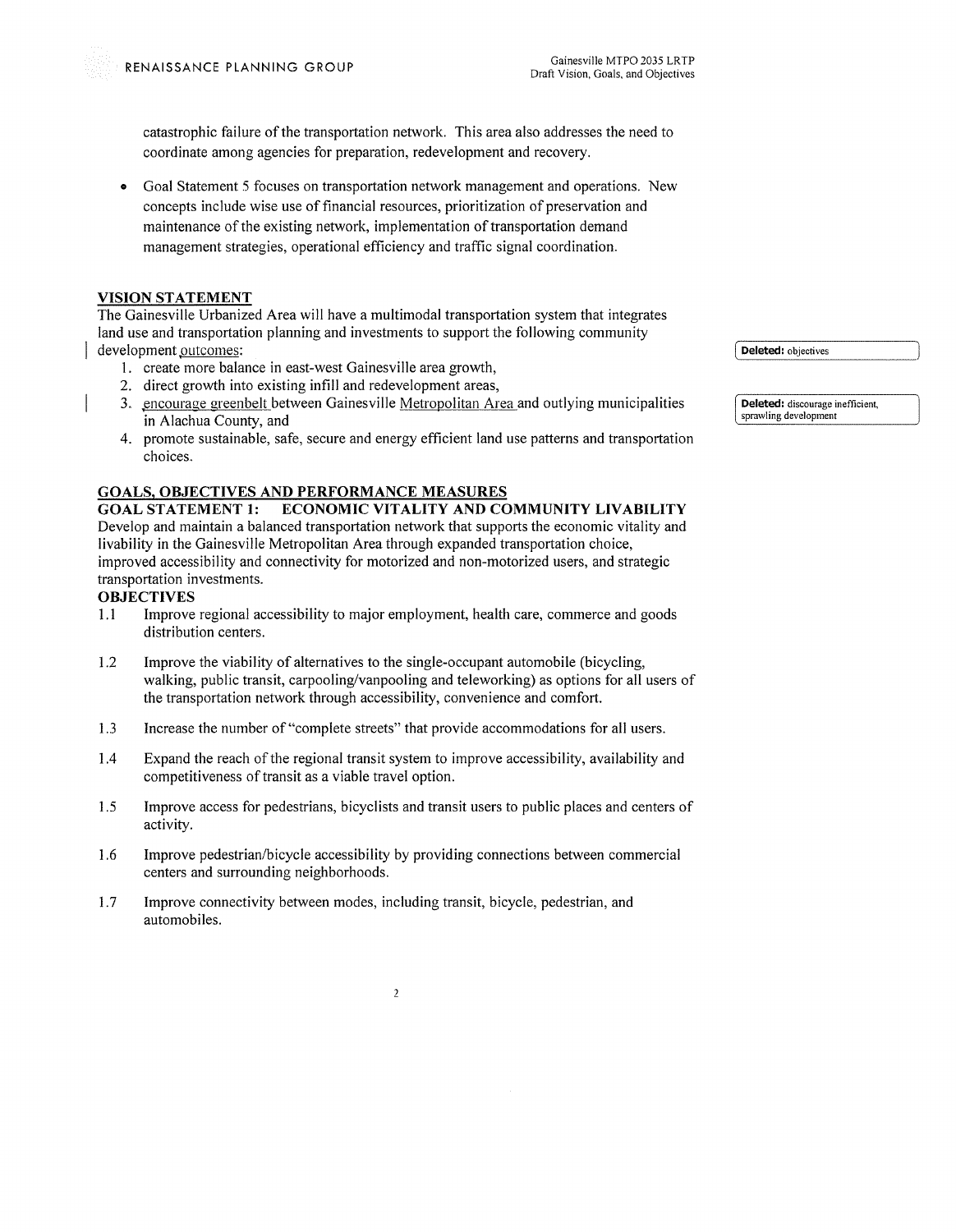catastrophic failure of the transportation network. This area also addresses the need to coordinate among agencies for preparation, redevelopment and recovery.

- Goal Statement 5 focuses on transportation network management and operations. New concepts include wise use of financial resources, prioritization of preservation and maintenance of the existing network, implementation of transportation demand management strategies, operational efficiency and traffic signal coordination.

## VISION STATEMENT

The Gainesville Urbanized Area will have a multimodal transportation system that integrates land use and transportation planning and investments to support the following community development outcomes:

1. create more balance in east-west Gainesville area growth,
2. direct growth into existing infill and redevelopment areas,
3. encourage greenbelt between Gainesville Metropolitan Area and outlying municipalities in Alachua County, and
4. promote sustainable, safe, secure and energy efficient land use patterns and transportation choices.

**Deleted:** objectives

**Deleted:** discourage inefficient, sprawling development

## GOALS, OBJECTIVES AND PERFORMANCE MEASURES

### GOAL STATEMENT 1: ECONOMIC VITALITY AND COMMUNITY LIVABILITY

Develop and maintain a balanced transportation network that supports the economic vitality and livability in the Gainesville Metropolitan Area through expanded transportation choice, improved accessibility and connectivity for motorized and non-motorized users, and strategic transportation investments.

### OBJECTIVES

1.1 Improve regional accessibility to major employment, health care, commerce and goods distribution centers.

1.2 Improve the viability of alternatives to the single-occupant automobile (bicycling, walking, public transit, carpooling/vanpooling and teleworking) as options for all users of the transportation network through accessibility, convenience and comfort.

1.3 Increase the number of "complete streets" that provide accommodations for all users.

1.4 Expand the reach of the regional transit system to improve accessibility, availability and competitiveness of transit as a viable travel option.

1.5 Improve access for pedestrians, bicyclists and transit users to public places and centers of activity.

1.6 Improve pedestrian/bicycle accessibility by providing connections between commercial centers and surrounding neighborhoods.

1.7 Improve connectivity between modes, including transit, bicycle, pedestrian, and automobiles.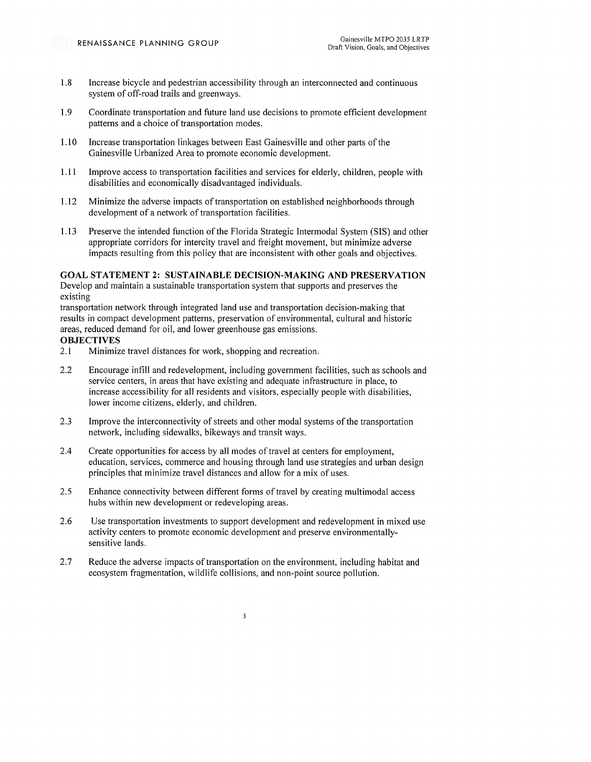1.8 Increase bicycle and pedestrian accessibility through an interconnected and continuous system of off-road trails and greenways.

1.9 Coordinate transportation and future land use decisions to promote efficient development patterns and a choice of transportation modes.

1.10 Increase transportation linkages between East Gainesville and other parts of the Gainesville Urbanized Area to promote economic development.

1.11 Improve access to transportation facilities and services for elderly, children, people with disabilities and economically disadvantaged individuals.

1.12 Minimize the adverse impacts of transportation on established neighborhoods through development of a network of transportation facilities.

1.13 Preserve the intended function of the Florida Strategic Intermodal System (SIS) and other appropriate corridors for intercity travel and freight movement, but minimize adverse impacts resulting from this policy that are inconsistent with other goals and objectives.

**GOAL STATEMENT 2: SUSTAINABLE DECISION-MAKING AND PRESERVATION**

Develop and maintain a sustainable transportation system that supports and preserves the existing transportation network through integrated land use and transportation decision-making that results in compact development patterns, preservation of environmental, cultural and historic areas, reduced demand for oil, and lower greenhouse gas emissions.

**OBJECTIVES**

2.1 Minimize travel distances for work, shopping and recreation.

2.2 Encourage infill and redevelopment, including government facilities, such as schools and service centers, in areas that have existing and adequate infrastructure in place, to increase accessibility for all residents and visitors, especially people with disabilities, lower income citizens, elderly, and children.

2.3 Improve the interconnectivity of streets and other modal systems of the transportation network, including sidewalks, bikeways and transit ways.

2.4 Create opportunities for access by all modes of travel at centers for employment, education, services, commerce and housing through land use strategies and urban design principles that minimize travel distances and allow for a mix of uses.

2.5 Enhance connectivity between different forms of travel by creating multimodal access hubs within new development or redeveloping areas.

2.6 Use transportation investments to support development and redevelopment in mixed use activity centers to promote economic development and preserve environmentally-sensitive lands.

2.7 Reduce the adverse impacts of transportation on the environment, including habitat and ecosystem fragmentation, wildlife collisions, and non-point source pollution.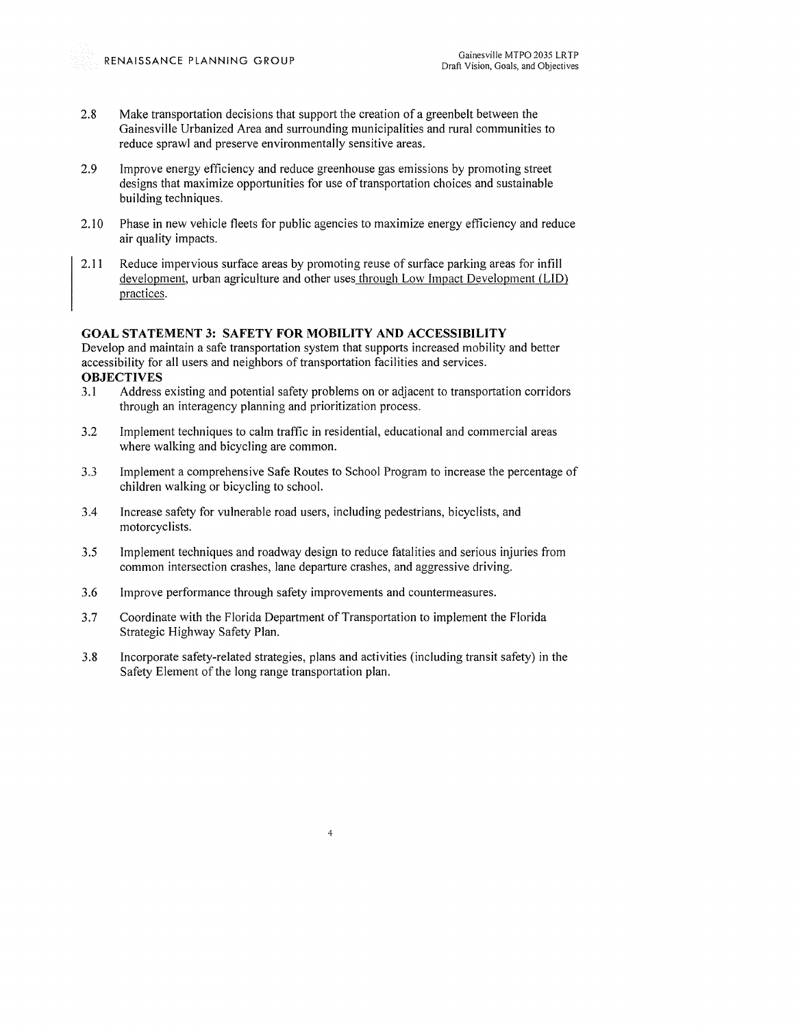2.8 Make transportation decisions that support the creation of a greenbelt between the Gainesville Urbanized Area and surrounding municipalities and rural communities to reduce sprawl and preserve environmentally sensitive areas.

2.9 Improve energy efficiency and reduce greenhouse gas emissions by promoting street designs that maximize opportunities for use of transportation choices and sustainable building techniques.

2.10 Phase in new vehicle fleets for public agencies to maximize energy efficiency and reduce air quality impacts.

2.11 Reduce impervious surface areas by promoting reuse of surface parking areas for infill development, urban agriculture and other uses through Low Impact Development (LID) practices.

**GOAL STATEMENT 3: SAFETY FOR MOBILITY AND ACCESSIBILITY**

Develop and maintain a safe transportation system that supports increased mobility and better accessibility for all users and neighbors of transportation facilities and services.

**OBJECTIVES**

3.1 Address existing and potential safety problems on or adjacent to transportation corridors through an interagency planning and prioritization process.

3.2 Implement techniques to calm traffic in residential, educational and commercial areas where walking and bicycling are common.

3.3 Implement a comprehensive Safe Routes to School Program to increase the percentage of children walking or bicycling to school.

3.4 Increase safety for vulnerable road users, including pedestrians, bicyclists, and motorcyclists.

3.5 Implement techniques and roadway design to reduce fatalities and serious injuries from common intersection crashes, lane departure crashes, and aggressive driving.

3.6 Improve performance through safety improvements and countermeasures.

3.7 Coordinate with the Florida Department of Transportation to implement the Florida Strategic Highway Safety Plan.

3.8 Incorporate safety-related strategies, plans and activities (including transit safety) in the Safety Element of the long range transportation plan.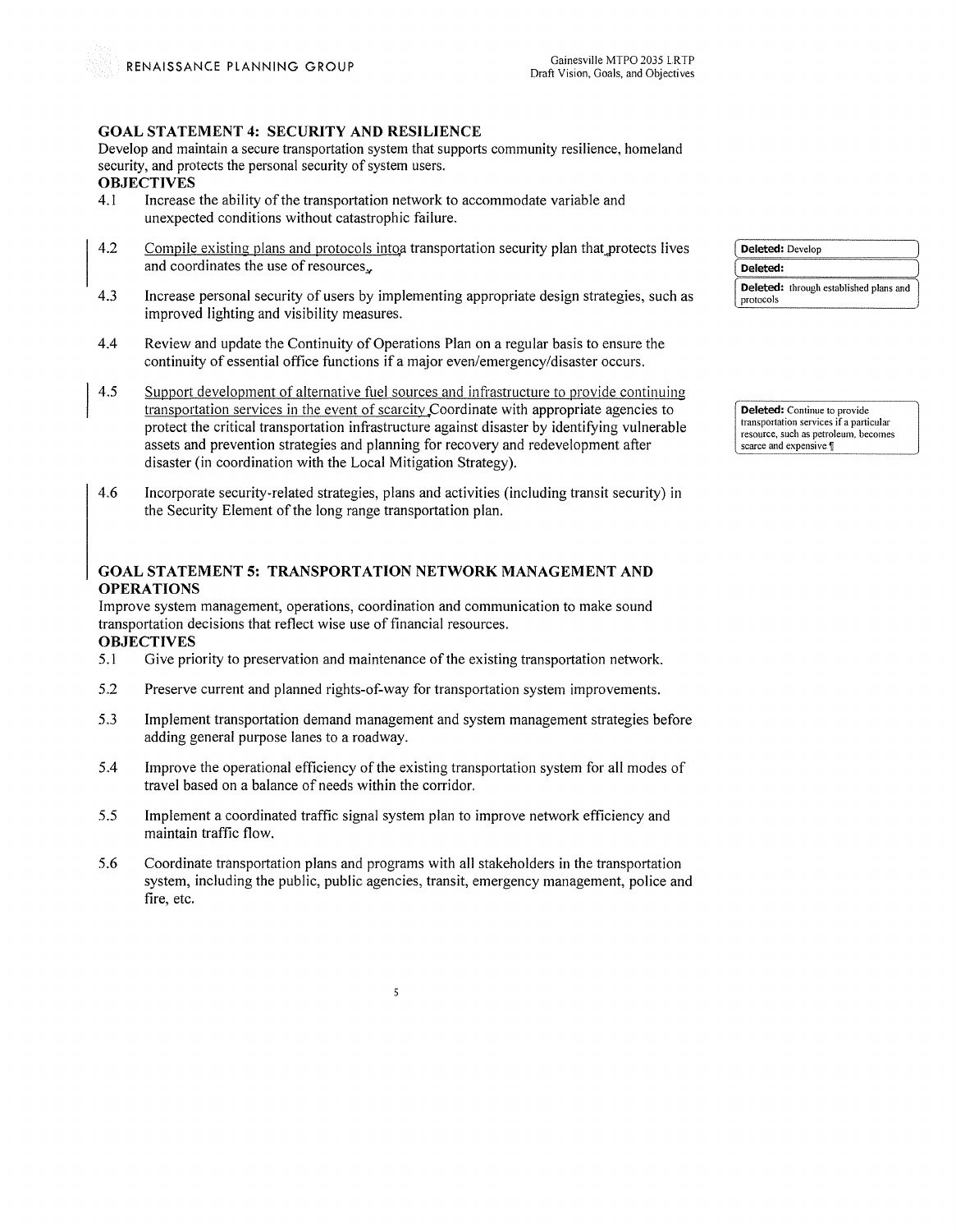## GOAL STATEMENT 4: SECURITY AND RESILIENCE

Develop and maintain a secure transportation system that supports community resilience, homeland security, and protects the personal security of system users.

**OBJECTIVES**

4.1 Increase the ability of the transportation network to accommodate variable and unexpected conditions without catastrophic failure.

4.2 Compile existing plans and protocols into a transportation security plan that protects lives and coordinates the use of resources.

4.3 Increase personal security of users by implementing appropriate design strategies, such as improved lighting and visibility measures.

4.4 Review and update the Continuity of Operations Plan on a regular basis to ensure the continuity of essential office functions if a major even/emergency/disaster occurs.

4.5 Support development of alternative fuel sources and infrastructure to provide continuing transportation services in the event of scarcity. Coordinate with appropriate agencies to protect the critical transportation infrastructure against disaster by identifying vulnerable assets and prevention strategies and planning for recovery and redevelopment after disaster (in coordination with the Local Mitigation Strategy).

4.6 Incorporate security-related strategies, plans and activities (including transit security) in the Security Element of the long range transportation plan.

Deleted: Develop

Deleted:

Deleted: through established plans and protocols

Deleted: Continue to provide transportation services if a particular resource, such as petroleum, becomes scarce and expensive ¶

## GOAL STATEMENT 5: TRANSPORTATION NETWORK MANAGEMENT AND OPERATIONS

Improve system management, operations, coordination and communication to make sound transportation decisions that reflect wise use of financial resources.

**OBJECTIVES**

5.1 Give priority to preservation and maintenance of the existing transportation network.

5.2 Preserve current and planned rights-of-way for transportation system improvements.

5.3 Implement transportation demand management and system management strategies before adding general purpose lanes to a roadway.

5.4 Improve the operational efficiency of the existing transportation system for all modes of travel based on a balance of needs within the corridor.

5.5 Implement a coordinated traffic signal system plan to improve network efficiency and maintain traffic flow.

5.6 Coordinate transportation plans and programs with all stakeholders in the transportation system, including the public, public agencies, transit, emergency management, police and fire, etc.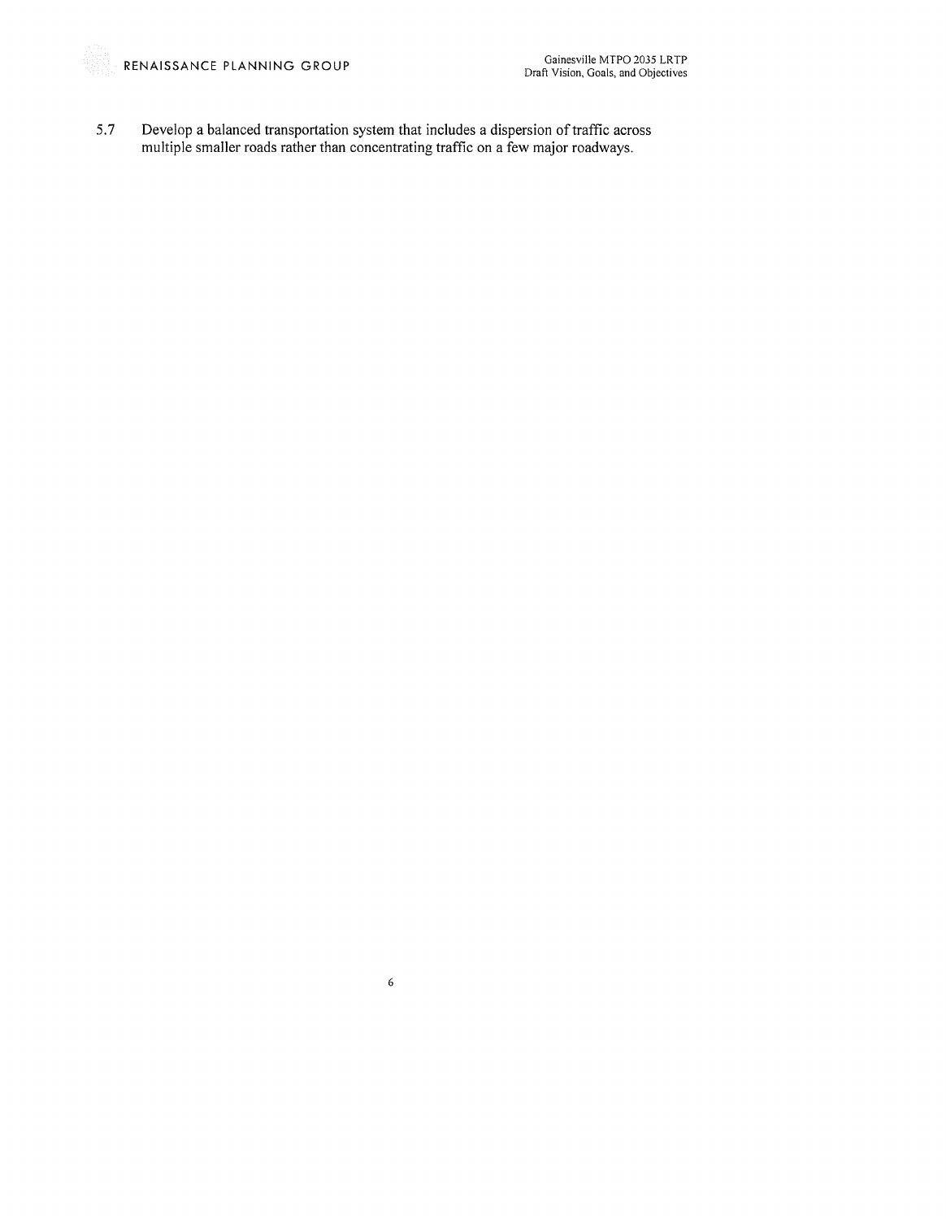5.7 Develop a balanced transportation system that includes a dispersion of traffic across multiple smaller roads rather than concentrating traffic on a few major roadways.